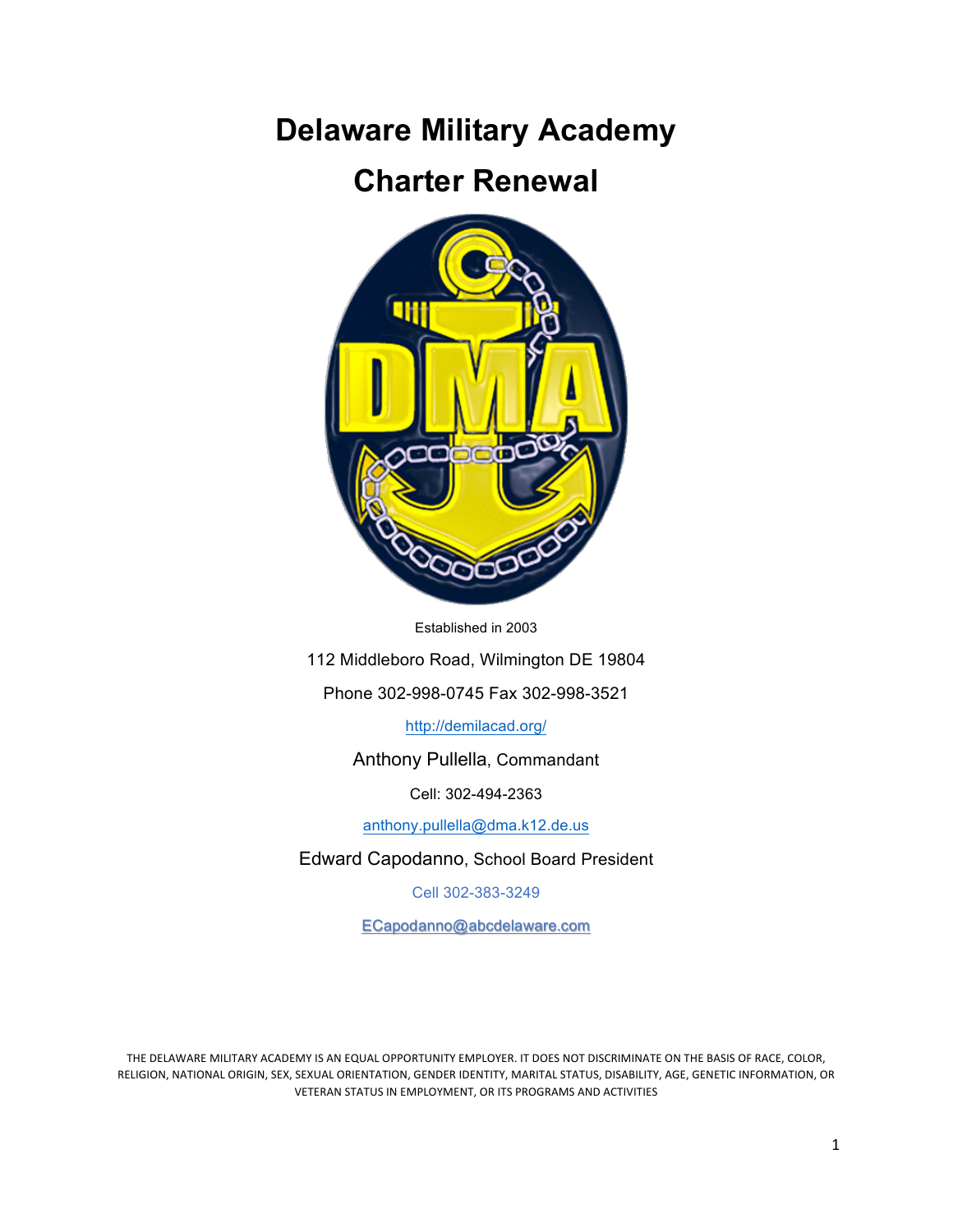# Delaware Military Academy

# Charter Renewal

Established in 2003

112 Middleboro Road, Wilmington DE 19804

Phone 302-998-0745 Fax 302-998-3521

http://demilacad.org/

Anthony Pullella, Commandant

Cell: 302-494-2363

anthony.pullella@dma.k12.de.us

Edward Capodanno, School Board President

Cell 302-383-3249

ECapodanno@abcdelaware.com

THE DELAWARE MILITARY ACADEMY IS AN EQUAL OPPORTUNITY EMPLOYER. IT DOES NOT DISCRIMINATE ON THE BASIS OF RACE, COLOR, RELIGION, NATIONAL ORIGIN, SEX, SEXUAL ORIENTATION, GENDER IDENTITY, MARITAL STATUS, DISABILITY, AGE, GENETIC INFORMATION, OR VETERAN STATUS IN EMPLOYMENT, OR ITS PROGRAMS AND ACTIVITIES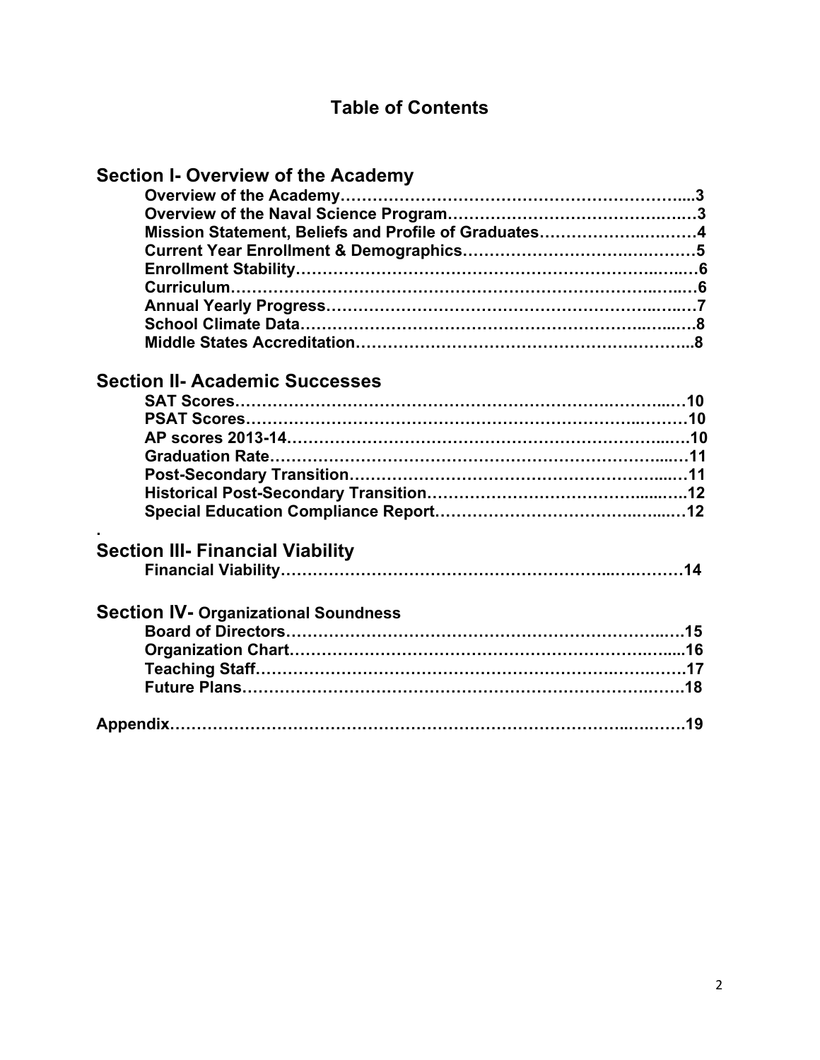# Table of Contents

## Section I- Overview of the Academy

- **Overview of the Academy……………………………………………………….....3**
- **Overview of the Naval Science Program………………………………….….…3**
- **Mission Statement, Beliefs and Profile of Graduates…………………..….……4**
- **Current Year Enrollment & Demographics………………………….….………5**
- **Enrollment Stability…………………………………………………….……..….…6**
- **Curriculum…………………………………………………………….…………..…6**
- **Annual Yearly Progress……………………………………………………..…..…7**
- **School Climate Data……………………………………………………..…..….…8**
- **Middle States Accreditation…………………………………………….………...8**

## Section II- Academic Successes

- **SAT Scores……………………………………………………………….………..…10**
- **PSAT Scores…………………………………………………………………..………10**
- **AP scores 2013-14……………………………………………………………......….10**
- **Graduation Rate………………………………………………………………......…11**
- **Post-Secondary Transition………………………………………………….…..…11**
- **Historical Post-Secondary Transition…………………………………......….12**
- **Special Education Compliance Report……………………………..…....…12**

.

## Section III- Financial Viability

- **Financial Viability……………………………………………………..….….……14**

## Section IV- Organizational Soundness

- **Board of Directors…………………………………………………………..…15**
- **Organization Chart…………………………………………………………..…...16**
- **Teaching Staff……………………………………………………………….….……17**
- **Future Plans…………………………………………………………………….…….18**

**Appendix…………………………………………………………………………..….…….19**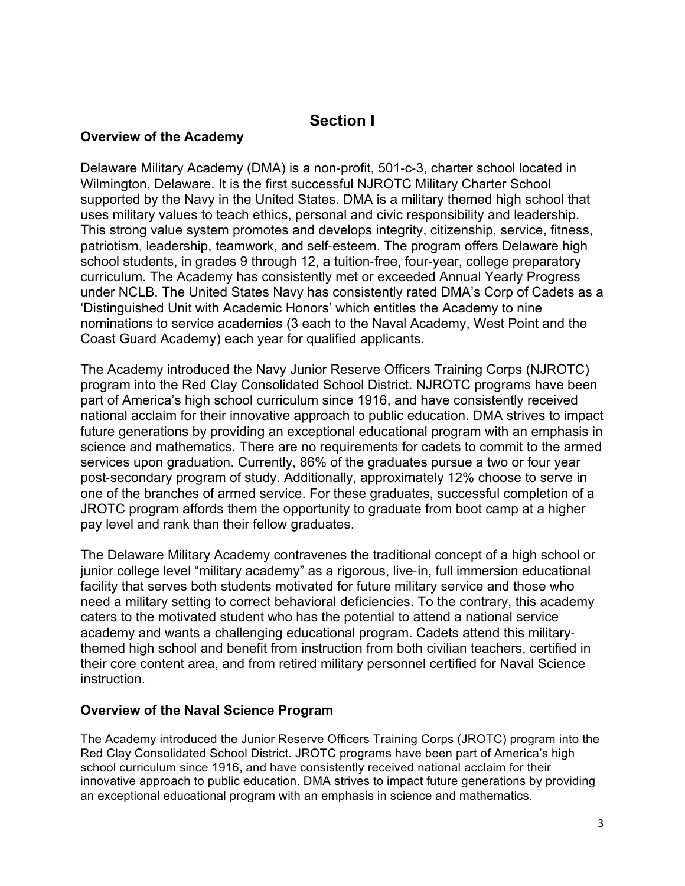# Section I

## Overview of the Academy

Delaware Military Academy (DMA) is a non-profit, 501-c-3, charter school located in Wilmington, Delaware. It is the first successful NJROTC Military Charter School supported by the Navy in the United States. DMA is a military themed high school that uses military values to teach ethics, personal and civic responsibility and leadership. This strong value system promotes and develops integrity, citizenship, service, fitness, patriotism, leadership, teamwork, and self-esteem. The program offers Delaware high school students, in grades 9 through 12, a tuition-free, four-year, college preparatory curriculum. The Academy has consistently met or exceeded Annual Yearly Progress under NCLB. The United States Navy has consistently rated DMA's Corp of Cadets as a 'Distinguished Unit with Academic Honors' which entitles the Academy to nine nominations to service academies (3 each to the Naval Academy, West Point and the Coast Guard Academy) each year for qualified applicants.

The Academy introduced the Navy Junior Reserve Officers Training Corps (NJROTC) program into the Red Clay Consolidated School District. NJROTC programs have been part of America's high school curriculum since 1916, and have consistently received national acclaim for their innovative approach to public education. DMA strives to impact future generations by providing an exceptional educational program with an emphasis in science and mathematics. There are no requirements for cadets to commit to the armed services upon graduation. Currently, 86% of the graduates pursue a two or four year post-secondary program of study. Additionally, approximately 12% choose to serve in one of the branches of armed service. For these graduates, successful completion of a JROTC program affords them the opportunity to graduate from boot camp at a higher pay level and rank than their fellow graduates.

The Delaware Military Academy contravenes the traditional concept of a high school or junior college level "military academy" as a rigorous, live-in, full immersion educational facility that serves both students motivated for future military service and those who need a military setting to correct behavioral deficiencies. To the contrary, this academy caters to the motivated student who has the potential to attend a national service academy and wants a challenging educational program. Cadets attend this military-themed high school and benefit from instruction from both civilian teachers, certified in their core content area, and from retired military personnel certified for Naval Science instruction.

## Overview of the Naval Science Program

The Academy introduced the Junior Reserve Officers Training Corps (JROTC) program into the Red Clay Consolidated School District. JROTC programs have been part of America's high school curriculum since 1916, and have consistently received national acclaim for their innovative approach to public education. DMA strives to impact future generations by providing an exceptional educational program with an emphasis in science and mathematics.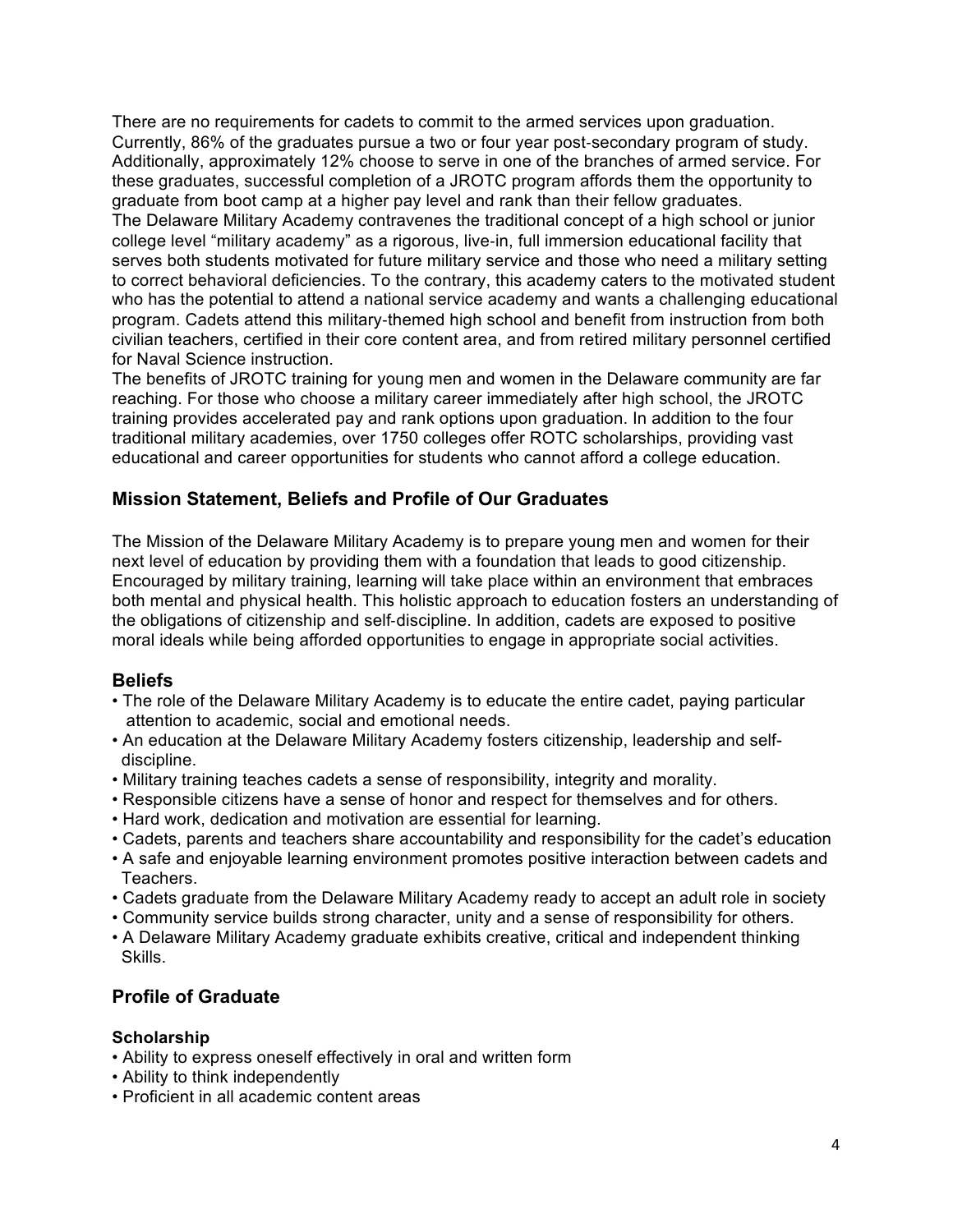There are no requirements for cadets to commit to the armed services upon graduation. Currently, 86% of the graduates pursue a two or four year post-secondary program of study. Additionally, approximately 12% choose to serve in one of the branches of armed service. For these graduates, successful completion of a JROTC program affords them the opportunity to graduate from boot camp at a higher pay level and rank than their fellow graduates.

The Delaware Military Academy contravenes the traditional concept of a high school or junior college level "military academy" as a rigorous, live-in, full immersion educational facility that serves both students motivated for future military service and those who need a military setting to correct behavioral deficiencies. To the contrary, this academy caters to the motivated student who has the potential to attend a national service academy and wants a challenging educational program. Cadets attend this military-themed high school and benefit from instruction from both civilian teachers, certified in their core content area, and from retired military personnel certified for Naval Science instruction.

The benefits of JROTC training for young men and women in the Delaware community are far reaching. For those who choose a military career immediately after high school, the JROTC training provides accelerated pay and rank options upon graduation. In addition to the four traditional military academies, over 1750 colleges offer ROTC scholarships, providing vast educational and career opportunities for students who cannot afford a college education.

## Mission Statement, Beliefs and Profile of Our Graduates

The Mission of the Delaware Military Academy is to prepare young men and women for their next level of education by providing them with a foundation that leads to good citizenship. Encouraged by military training, learning will take place within an environment that embraces both mental and physical health. This holistic approach to education fosters an understanding of the obligations of citizenship and self-discipline. In addition, cadets are exposed to positive moral ideals while being afforded opportunities to engage in appropriate social activities.

## Beliefs

- The role of the Delaware Military Academy is to educate the entire cadet, paying particular attention to academic, social and emotional needs.
- An education at the Delaware Military Academy fosters citizenship, leadership and self-discipline.
- Military training teaches cadets a sense of responsibility, integrity and morality.
- Responsible citizens have a sense of honor and respect for themselves and for others.
- Hard work, dedication and motivation are essential for learning.
- Cadets, parents and teachers share accountability and responsibility for the cadet's education
- A safe and enjoyable learning environment promotes positive interaction between cadets and Teachers.
- Cadets graduate from the Delaware Military Academy ready to accept an adult role in society
- Community service builds strong character, unity and a sense of responsibility for others.
- A Delaware Military Academy graduate exhibits creative, critical and independent thinking Skills.

## Profile of Graduate

### Scholarship

- Ability to express oneself effectively in oral and written form
- Ability to think independently
- Proficient in all academic content areas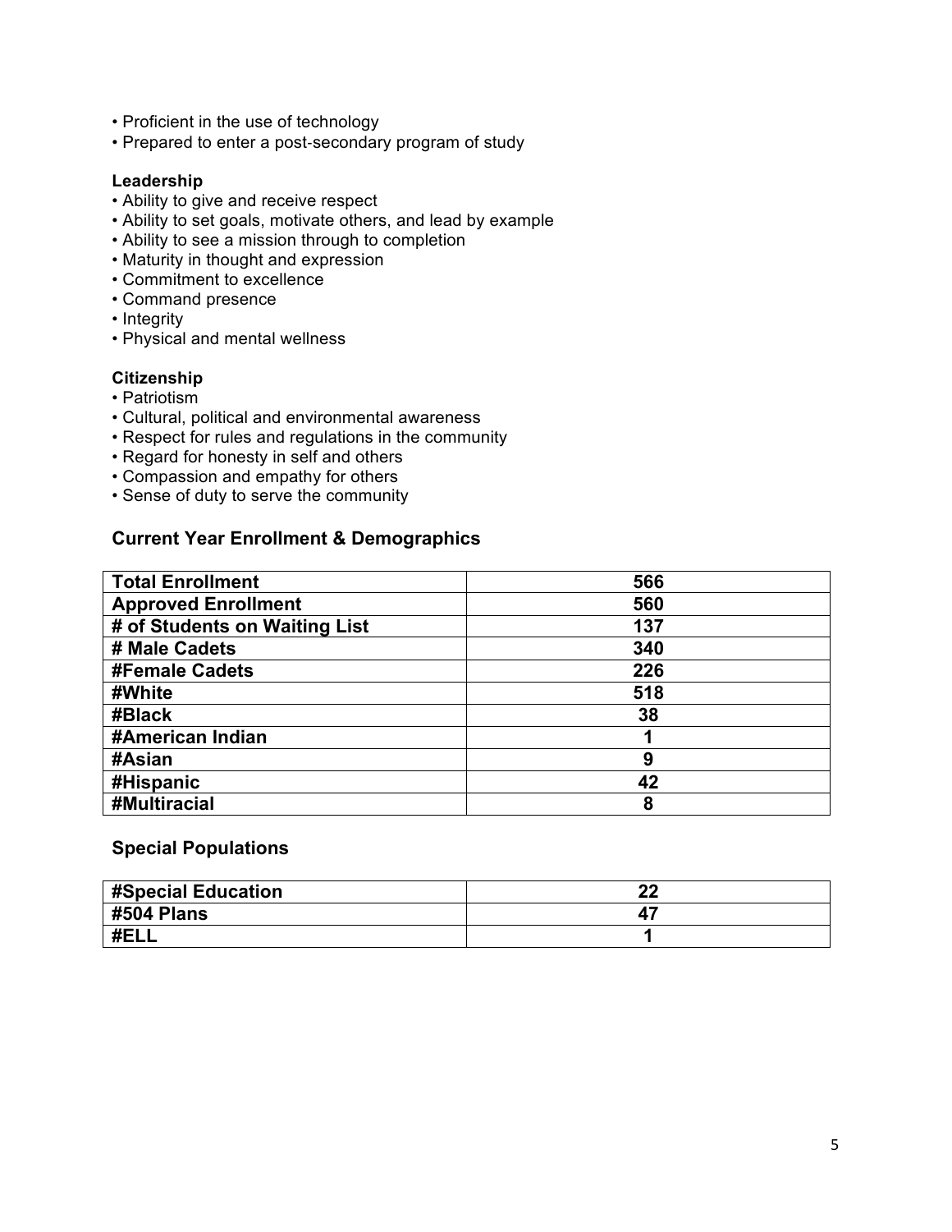- Proficient in the use of technology
- Prepared to enter a post-secondary program of study

**Leadership**

- Ability to give and receive respect
- Ability to set goals, motivate others, and lead by example
- Ability to see a mission through to completion
- Maturity in thought and expression
- Commitment to excellence
- Command presence
- Integrity
- Physical and mental wellness

**Citizenship**

- Patriotism
- Cultural, political and environmental awareness
- Respect for rules and regulations in the community
- Regard for honesty in self and others
- Compassion and empathy for others
- Sense of duty to serve the community

## Current Year Enrollment & Demographics

| | |
|---|---|
| **Total Enrollment** | **566** |
| **Approved Enrollment** | **560** |
| **# of Students on Waiting List** | **137** |
| **# Male Cadets** | **340** |
| **#Female Cadets** | **226** |
| **#White** | **518** |
| **#Black** | **38** |
| **#American Indian** | **1** |
| **#Asian** | **9** |
| **#Hispanic** | **42** |
| **#Multiracial** | **8** |

## Special Populations

| | |
|---|---|
| **#Special Education** | **22** |
| **#504 Plans** | **47** |
| **#ELL** | **1** |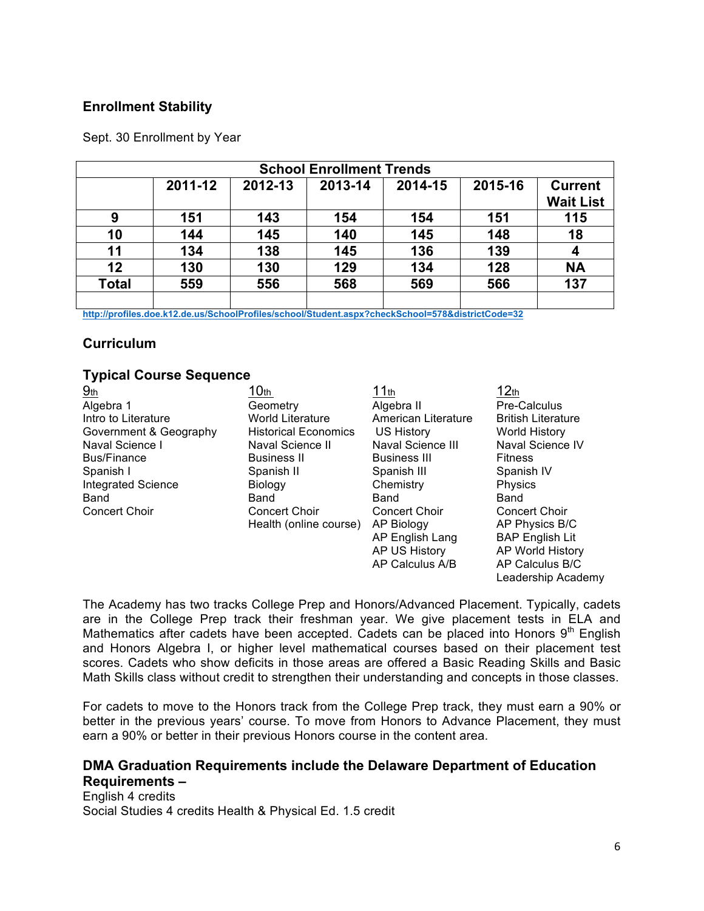## Enrollment Stability

Sept. 30 Enrollment by Year

| School Enrollment Trends | | | | | | |
|---|---|---|---|---|---|---|
| | 2011-12 | 2012-13 | 2013-14 | 2014-15 | 2015-16 | Current Wait List |
| 9 | 151 | 143 | 154 | 154 | 151 | 115 |
| 10 | 144 | 145 | 140 | 145 | 148 | 18 |
| 11 | 134 | 138 | 145 | 136 | 139 | 4 |
| 12 | 130 | 130 | 129 | 134 | 128 | NA |
| Total | 559 | 556 | 568 | 569 | 566 | 137 |
| | | | | | | |

http://profiles.doe.k12.de.us/SchoolProfiles/school/Student.aspx?checkSchool=578&districtCode=32

## Curriculum

### Typical Course Sequence

| 9th | 10th | 11th | 12th |
|---|---|---|---|
| Algebra 1 | Geometry | Algebra II | Pre-Calculus |
| Intro to Literature | World Literature | American Literature | British Literature |
| Government & Geography | Historical Economics | US History | World History |
| Naval Science I | Naval Science II | Naval Science III | Naval Science IV |
| Bus/Finance | Business II | Business III | Fitness |
| Spanish I | Spanish II | Spanish III | Spanish IV |
| Integrated Science | Biology | Chemistry | Physics |
| Band | Band | Band | Band |
| Concert Choir | Concert Choir | Concert Choir | Concert Choir |
| | Health (online course) | AP Biology | AP Physics B/C |
| | | AP English Lang | BAP English Lit |
| | | AP US History | AP World History |
| | | AP Calculus A/B | AP Calculus B/C |
| | | | Leadership Academy |

The Academy has two tracks College Prep and Honors/Advanced Placement. Typically, cadets are in the College Prep track their freshman year. We give placement tests in ELA and Mathematics after cadets have been accepted. Cadets can be placed into Honors 9th English and Honors Algebra I, or higher level mathematical courses based on their placement test scores. Cadets who show deficits in those areas are offered a Basic Reading Skills and Basic Math Skills class without credit to strengthen their understanding and concepts in those classes.

For cadets to move to the Honors track from the College Prep track, they must earn a 90% or better in the previous years' course. To move from Honors to Advance Placement, they must earn a 90% or better in their previous Honors course in the content area.

### DMA Graduation Requirements include the Delaware Department of Education Requirements –

English 4 credits
Social Studies 4 credits Health & Physical Ed. 1.5 credit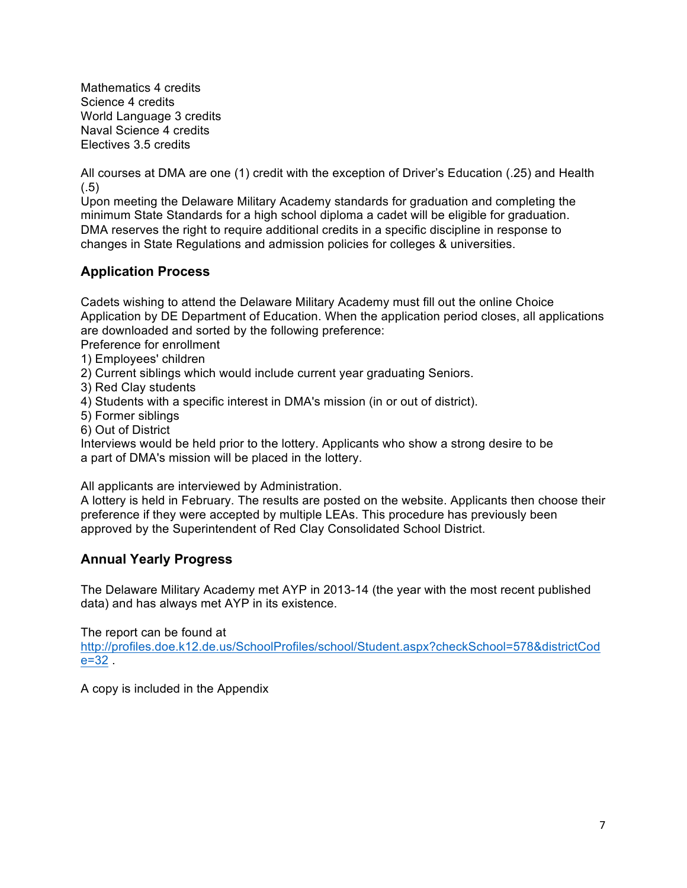Mathematics 4 credits
Science 4 credits
World Language 3 credits
Naval Science 4 credits
Electives 3.5 credits

All courses at DMA are one (1) credit with the exception of Driver's Education (.25) and Health (.5)
Upon meeting the Delaware Military Academy standards for graduation and completing the minimum State Standards for a high school diploma a cadet will be eligible for graduation. DMA reserves the right to require additional credits in a specific discipline in response to changes in State Regulations and admission policies for colleges & universities.

### Application Process

Cadets wishing to attend the Delaware Military Academy must fill out the online Choice Application by DE Department of Education. When the application period closes, all applications are downloaded and sorted by the following preference:
Preference for enrollment
1) Employees' children
2) Current siblings which would include current year graduating Seniors.
3) Red Clay students
4) Students with a specific interest in DMA's mission (in or out of district).
5) Former siblings
6) Out of District
Interviews would be held prior to the lottery. Applicants who show a strong desire to be a part of DMA's mission will be placed in the lottery.

All applicants are interviewed by Administration.
A lottery is held in February. The results are posted on the website. Applicants then choose their preference if they were accepted by multiple LEAs. This procedure has previously been approved by the Superintendent of Red Clay Consolidated School District.

### Annual Yearly Progress

The Delaware Military Academy met AYP in 2013-14 (the year with the most recent published data) and has always met AYP in its existence.

The report can be found at http://profiles.doe.k12.de.us/SchoolProfiles/school/Student.aspx?checkSchool=578&districtCode=32 .

A copy is included in the Appendix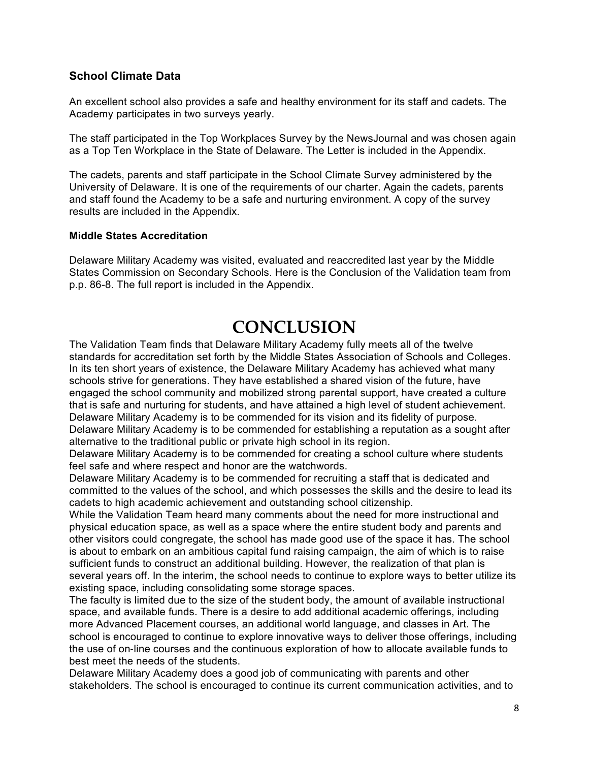### School Climate Data

An excellent school also provides a safe and healthy environment for its staff and cadets. The Academy participates in two surveys yearly.

The staff participated in the Top Workplaces Survey by the NewsJournal and was chosen again as a Top Ten Workplace in the State of Delaware. The Letter is included in the Appendix.

The cadets, parents and staff participate in the School Climate Survey administered by the University of Delaware. It is one of the requirements of our charter. Again the cadets, parents and staff found the Academy to be a safe and nurturing environment. A copy of the survey results are included in the Appendix.

#### Middle States Accreditation

Delaware Military Academy was visited, evaluated and reaccredited last year by the Middle States Commission on Secondary Schools. Here is the Conclusion of the Validation team from p.p. 86-8. The full report is included in the Appendix.

# CONCLUSION

The Validation Team finds that Delaware Military Academy fully meets all of the twelve standards for accreditation set forth by the Middle States Association of Schools and Colleges. In its ten short years of existence, the Delaware Military Academy has achieved what many schools strive for generations. They have established a shared vision of the future, have engaged the school community and mobilized strong parental support, have created a culture that is safe and nurturing for students, and have attained a high level of student achievement.
Delaware Military Academy is to be commended for its vision and its fidelity of purpose.
Delaware Military Academy is to be commended for establishing a reputation as a sought after alternative to the traditional public or private high school in its region.
Delaware Military Academy is to be commended for creating a school culture where students feel safe and where respect and honor are the watchwords.
Delaware Military Academy is to be commended for recruiting a staff that is dedicated and committed to the values of the school, and which possesses the skills and the desire to lead its cadets to high academic achievement and outstanding school citizenship.
While the Validation Team heard many comments about the need for more instructional and physical education space, as well as a space where the entire student body and parents and other visitors could congregate, the school has made good use of the space it has. The school is about to embark on an ambitious capital fund raising campaign, the aim of which is to raise sufficient funds to construct an additional building. However, the realization of that plan is several years off. In the interim, the school needs to continue to explore ways to better utilize its existing space, including consolidating some storage spaces.
The faculty is limited due to the size of the student body, the amount of available instructional space, and available funds. There is a desire to add additional academic offerings, including more Advanced Placement courses, an additional world language, and classes in Art. The school is encouraged to continue to explore innovative ways to deliver those offerings, including the use of on-line courses and the continuous exploration of how to allocate available funds to best meet the needs of the students.
Delaware Military Academy does a good job of communicating with parents and other stakeholders. The school is encouraged to continue its current communication activities, and to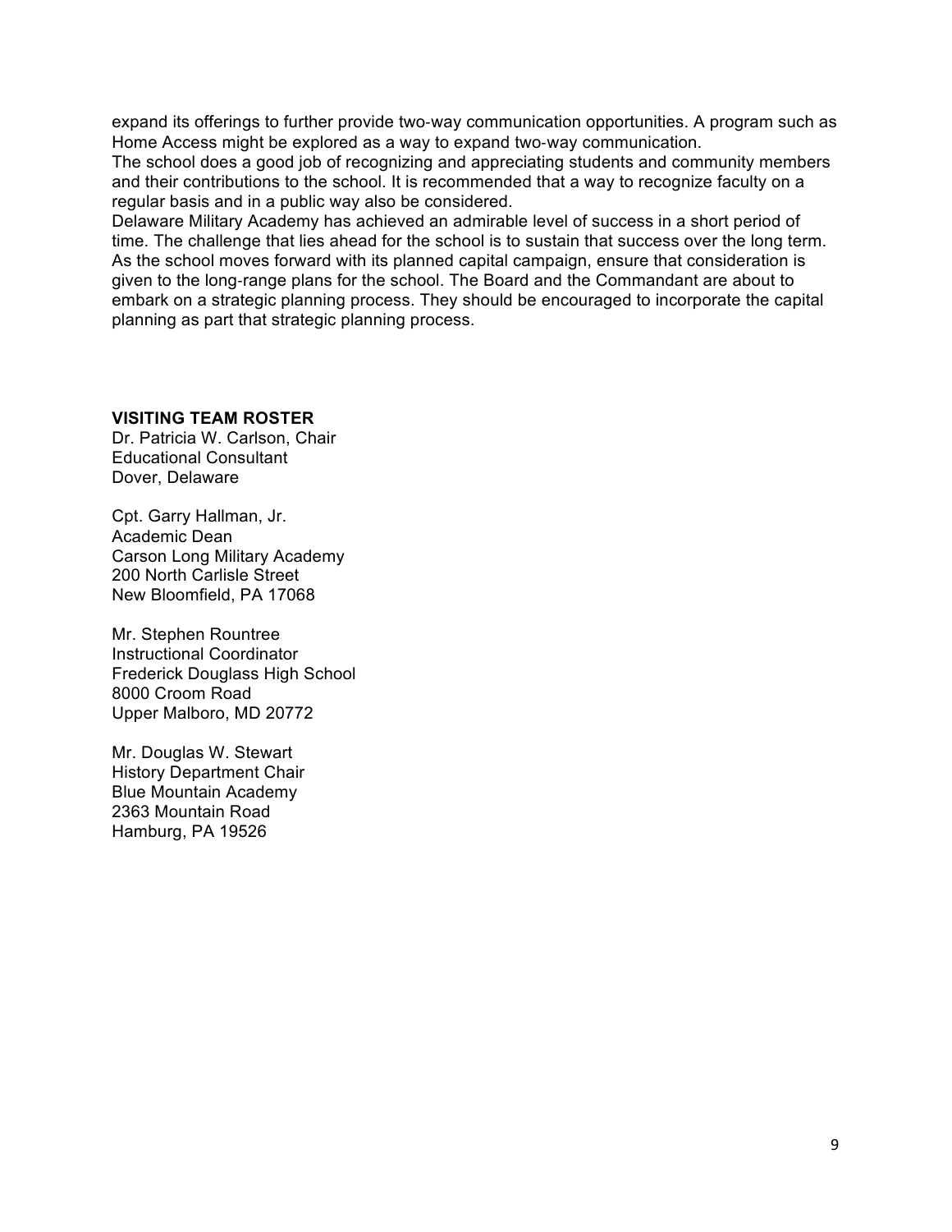expand its offerings to further provide two-way communication opportunities. A program such as Home Access might be explored as a way to expand two-way communication.

The school does a good job of recognizing and appreciating students and community members and their contributions to the school. It is recommended that a way to recognize faculty on a regular basis and in a public way also be considered.

Delaware Military Academy has achieved an admirable level of success in a short period of time. The challenge that lies ahead for the school is to sustain that success over the long term. As the school moves forward with its planned capital campaign, ensure that consideration is given to the long-range plans for the school. The Board and the Commandant are about to embark on a strategic planning process. They should be encouraged to incorporate the capital planning as part that strategic planning process.

**VISITING TEAM ROSTER**

Dr. Patricia W. Carlson, Chair
Educational Consultant
Dover, Delaware

Cpt. Garry Hallman, Jr.
Academic Dean
Carson Long Military Academy
200 North Carlisle Street
New Bloomfield, PA 17068

Mr. Stephen Rountree
Instructional Coordinator
Frederick Douglass High School
8000 Croom Road
Upper Malboro, MD 20772

Mr. Douglas W. Stewart
History Department Chair
Blue Mountain Academy
2363 Mountain Road
Hamburg, PA 19526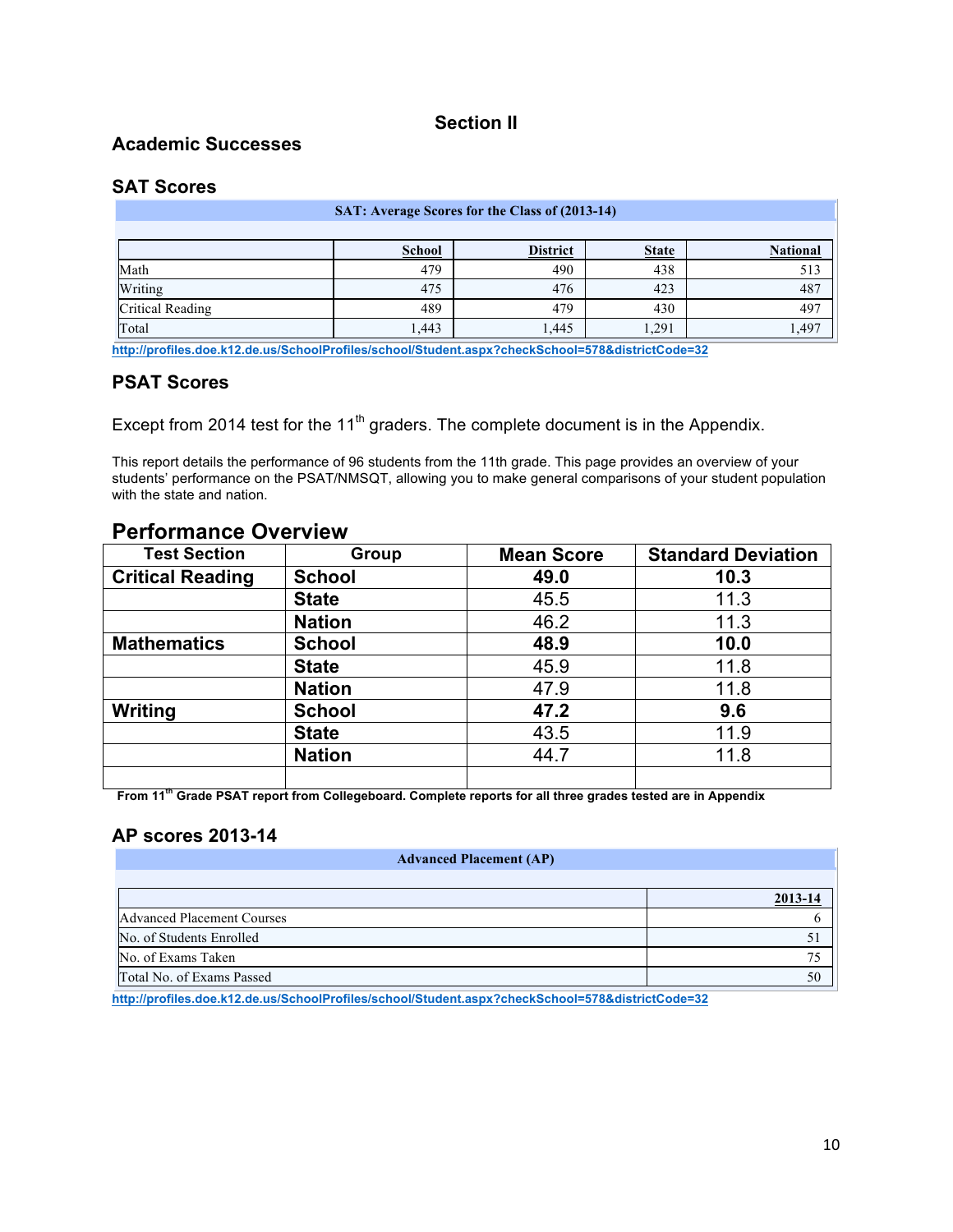# Section II

## Academic Successes

### SAT Scores

| SAT: Average Scores for the Class of (2013-14) | | | | |
|---|---|---|---|---|
| | School | District | State | National |
| Math | 479 | 490 | 438 | 513 |
| Writing | 475 | 476 | 423 | 487 |
| Critical Reading | 489 | 479 | 430 | 497 |
| Total | 1,443 | 1,445 | 1,291 | 1,497 |

http://profiles.doe.k12.de.us/SchoolProfiles/school/Student.aspx?checkSchool=578&districtCode=32

### PSAT Scores

Except from 2014 test for the 11th graders. The complete document is in the Appendix.

This report details the performance of 96 students from the 11th grade. This page provides an overview of your students' performance on the PSAT/NMSQT, allowing you to make general comparisons of your student population with the state and nation.

## Performance Overview

| Test Section | Group | Mean Score | Standard Deviation |
|---|---|---|---|
| **Critical Reading** | **School** | **49.0** | **10.3** |
| | **State** | 45.5 | 11.3 |
| | **Nation** | 46.2 | 11.3 |
| **Mathematics** | **School** | **48.9** | **10.0** |
| | **State** | 45.9 | 11.8 |
| | **Nation** | 47.9 | 11.8 |
| **Writing** | **School** | **47.2** | **9.6** |
| | **State** | 43.5 | 11.9 |
| | **Nation** | 44.7 | 11.8 |
| | | | |

**From 11th Grade PSAT report from Collegeboard. Complete reports for all three grades tested are in Appendix**

### AP scores 2013-14

| Advanced Placement (AP) | |
|---|---|
| | 2013-14 |
| Advanced Placement Courses | 6 |
| No. of Students Enrolled | 51 |
| No. of Exams Taken | 75 |
| Total No. of Exams Passed | 50 |

http://profiles.doe.k12.de.us/SchoolProfiles/school/Student.aspx?checkSchool=578&districtCode=32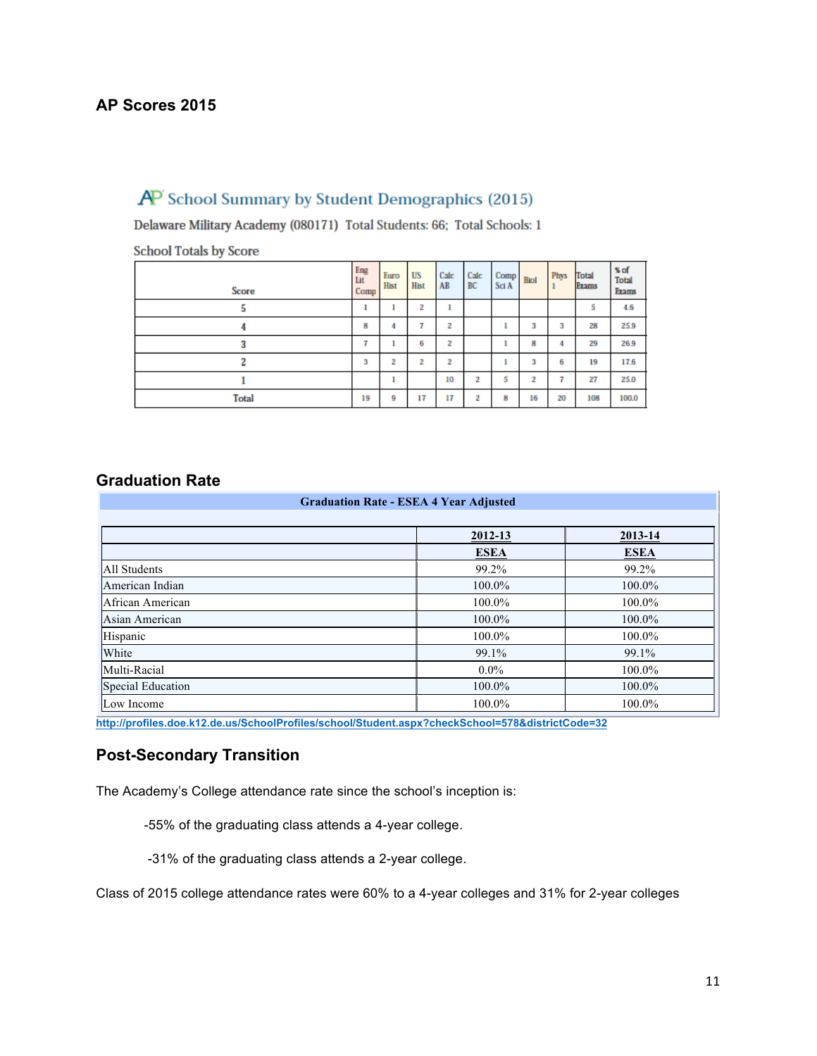## AP Scores 2015

AP School Summary by Student Demographics (2015)

Delaware Military Academy (080171) Total Students: 66; Total Schools: 1

School Totals by Score

| Score | Eng Lit Comp | Euro Hist | US Hist | Calc AB | Calc BC | Comp Sci A | Biol | Phys 1 | Total Exams | % of Total Exams |
|---|---|---|---|---|---|---|---|---|---|---|
| 5 | 1 | 1 | 2 | 1 | | | | | 5 | 4.6 |
| 4 | 8 | 4 | 7 | 2 | | 1 | 3 | 3 | 28 | 25.9 |
| 3 | 7 | 1 | 6 | 2 | | 1 | 8 | 4 | 29 | 26.9 |
| 2 | 3 | 2 | 2 | 2 | | 1 | 3 | 6 | 19 | 17.6 |
| 1 | | 1 | | 10 | 2 | 5 | 2 | 7 | 27 | 25.0 |
| Total | 19 | 9 | 17 | 17 | 2 | 8 | 16 | 20 | 108 | 100.0 |

## Graduation Rate

**Graduation Rate - ESEA 4 Year Adjusted**

| | 2012-13 | 2013-14 |
|---|---|---|
| | ESEA | ESEA |
| All Students | 99.2% | 99.2% |
| American Indian | 100.0% | 100.0% |
| African American | 100.0% | 100.0% |
| Asian American | 100.0% | 100.0% |
| Hispanic | 100.0% | 100.0% |
| White | 99.1% | 99.1% |
| Multi-Racial | 0.0% | 100.0% |
| Special Education | 100.0% | 100.0% |
| Low Income | 100.0% | 100.0% |

http://profiles.doe.k12.de.us/SchoolProfiles/school/Student.aspx?checkSchool=578&districtCode=32

## Post-Secondary Transition

The Academy's College attendance rate since the school's inception is:

-55% of the graduating class attends a 4-year college.

-31% of the graduating class attends a 2-year college.

Class of 2015 college attendance rates were 60% to a 4-year colleges and 31% for 2-year colleges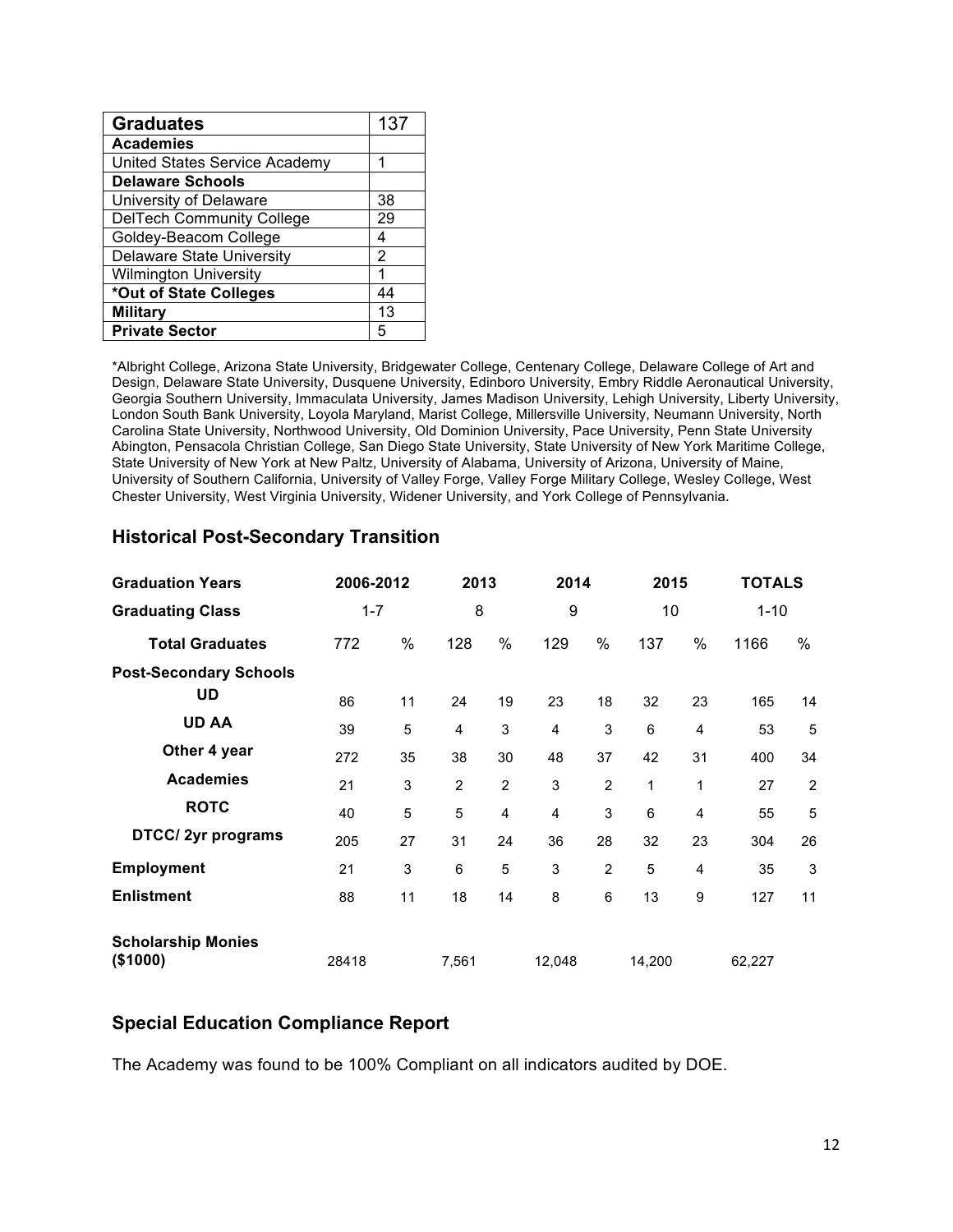| **Graduates** | 137 |
| --- | --- |
| **Academies** | |
| United States Service Academy | 1 |
| **Delaware Schools** | |
| University of Delaware | 38 |
| DelTech Community College | 29 |
| Goldey-Beacom College | 4 |
| Delaware State University | 2 |
| Wilmington University | 1 |
| ***Out of State Colleges** | 44 |
| **Military** | 13 |
| **Private Sector** | 5 |

*Albright College, Arizona State University, Bridgewater College, Centenary College, Delaware College of Art and Design, Delaware State University, Dusquene University, Edinboro University, Embry Riddle Aeronautical University, Georgia Southern University, Immaculata University, James Madison University, Lehigh University, Liberty University, London South Bank University, Loyola Maryland, Marist College, Millersville University, Neumann University, North Carolina State University, Northwood University, Old Dominion University, Pace University, Penn State University Abington, Pensacola Christian College, San Diego State University, State University of New York Maritime College, State University of New York at New Paltz, University of Alabama, University of Arizona, University of Maine, University of Southern California, University of Valley Forge, Valley Forge Military College, Wesley College, West Chester University, West Virginia University, Widener University, and York College of Pennsylvania.

## Historical Post-Secondary Transition

| **Graduation Years** | **2006-2012** | | **2013** | | **2014** | | **2015** | | **TOTALS** | |
| --- | --- | --- | --- | --- | --- | --- | --- | --- | --- | --- |
| **Graduating Class** | 1-7 | | 8 | | 9 | | 10 | | 1-10 | |
| **Total Graduates** | 772 | % | 128 | % | 129 | % | 137 | % | 1166 | % |
| **Post-Secondary Schools** | | | | | | | | | | |
| **UD** | 86 | 11 | 24 | 19 | 23 | 18 | 32 | 23 | 165 | 14 |
| **UD AA** | 39 | 5 | 4 | 3 | 4 | 3 | 6 | 4 | 53 | 5 |
| **Other 4 year** | 272 | 35 | 38 | 30 | 48 | 37 | 42 | 31 | 400 | 34 |
| **Academies** | 21 | 3 | 2 | 2 | 3 | 2 | 1 | 1 | 27 | 2 |
| **ROTC** | 40 | 5 | 5 | 4 | 4 | 3 | 6 | 4 | 55 | 5 |
| **DTCC/ 2yr programs** | 205 | 27 | 31 | 24 | 36 | 28 | 32 | 23 | 304 | 26 |
| **Employment** | 21 | 3 | 6 | 5 | 3 | 2 | 5 | 4 | 35 | 3 |
| **Enlistment** | 88 | 11 | 18 | 14 | 8 | 6 | 13 | 9 | 127 | 11 |
| **Scholarship Monies ($1000)** | 28418 | | 7,561 | | 12,048 | | 14,200 | | 62,227 | |

## Special Education Compliance Report

The Academy was found to be 100% Compliant on all indicators audited by DOE.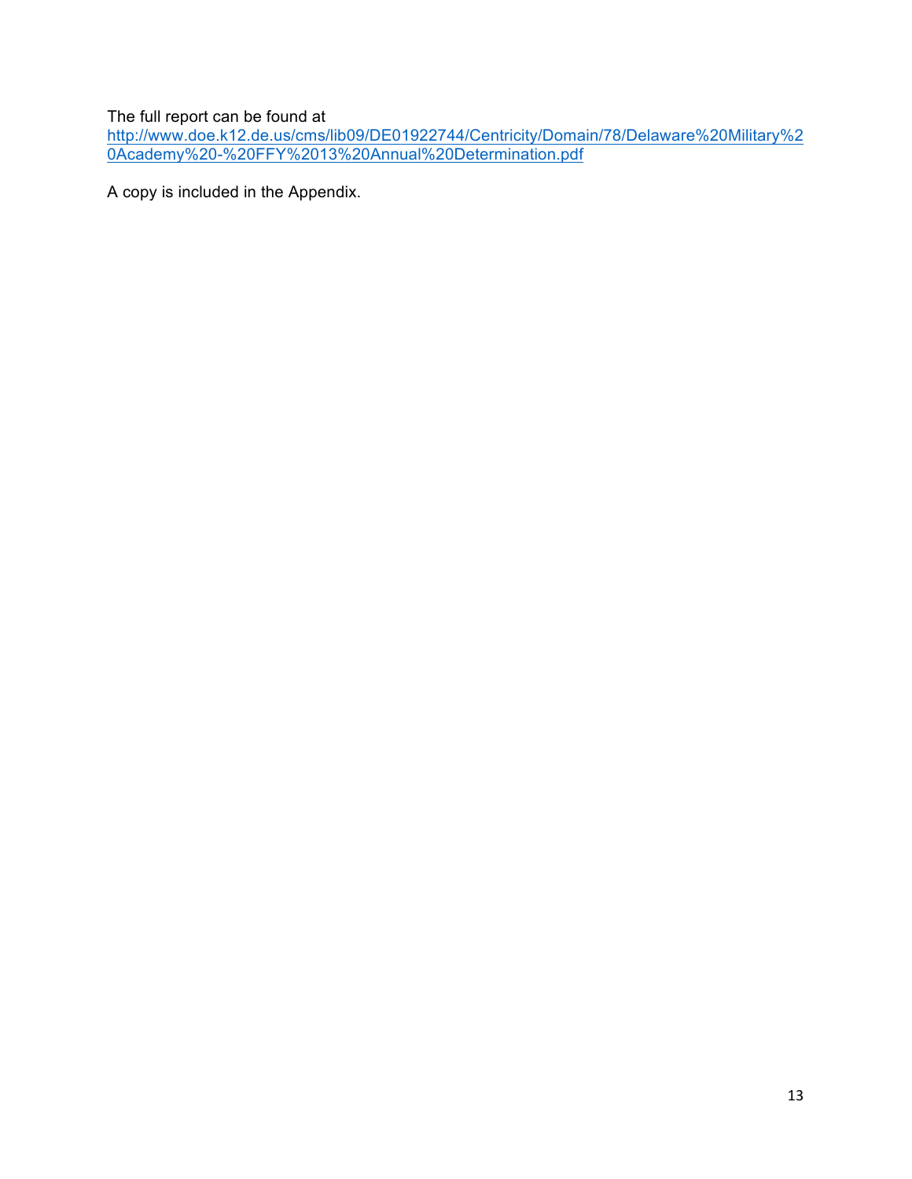The full report can be found at
http://www.doe.k12.de.us/cms/lib09/DE01922744/Centricity/Domain/78/Delaware%20Military%20Academy%20-%20FFY%2013%20Annual%20Determination.pdf

A copy is included in the Appendix.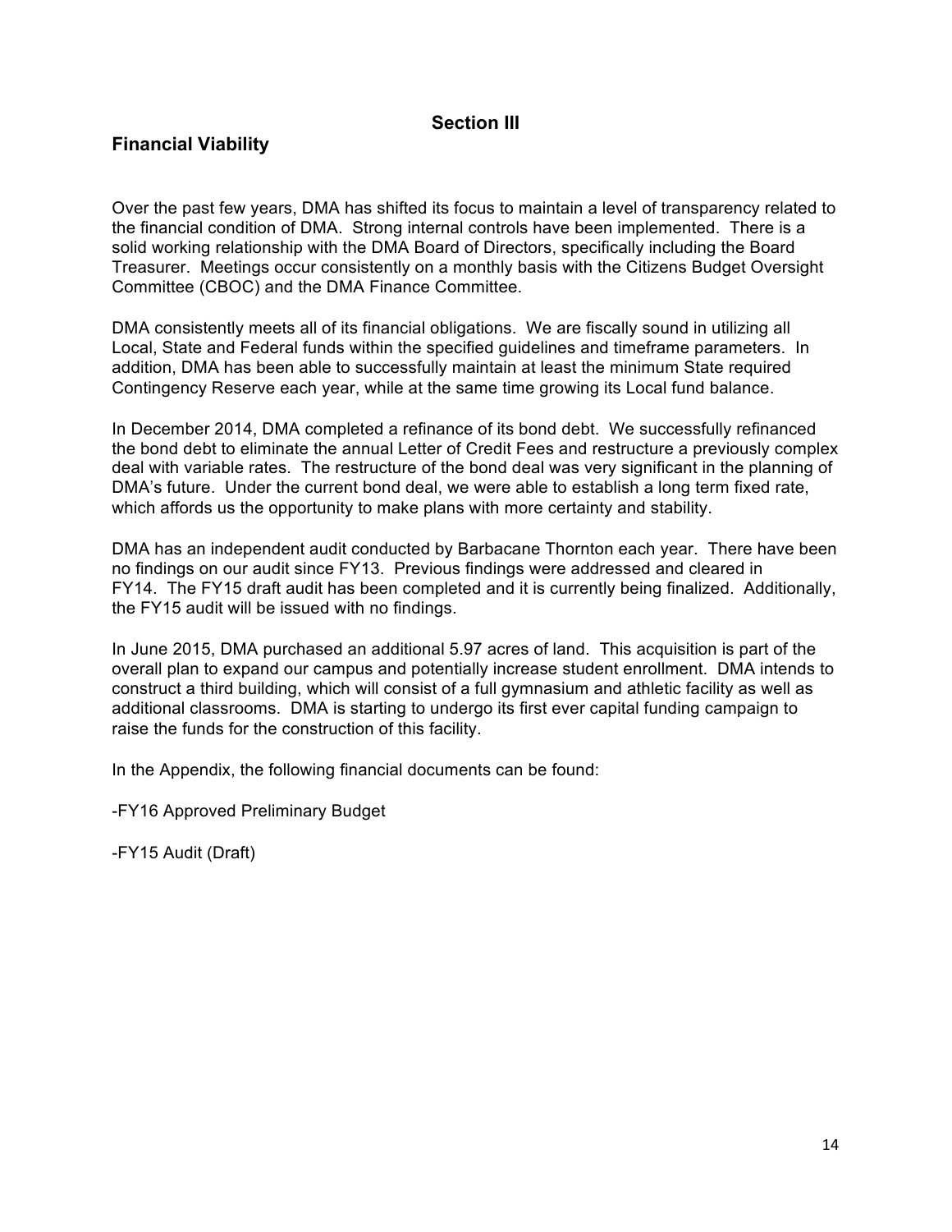# Section III

## Financial Viability

Over the past few years, DMA has shifted its focus to maintain a level of transparency related to the financial condition of DMA. Strong internal controls have been implemented. There is a solid working relationship with the DMA Board of Directors, specifically including the Board Treasurer. Meetings occur consistently on a monthly basis with the Citizens Budget Oversight Committee (CBOC) and the DMA Finance Committee.

DMA consistently meets all of its financial obligations. We are fiscally sound in utilizing all Local, State and Federal funds within the specified guidelines and timeframe parameters. In addition, DMA has been able to successfully maintain at least the minimum State required Contingency Reserve each year, while at the same time growing its Local fund balance.

In December 2014, DMA completed a refinance of its bond debt. We successfully refinanced the bond debt to eliminate the annual Letter of Credit Fees and restructure a previously complex deal with variable rates. The restructure of the bond deal was very significant in the planning of DMA's future. Under the current bond deal, we were able to establish a long term fixed rate, which affords us the opportunity to make plans with more certainty and stability.

DMA has an independent audit conducted by Barbacane Thornton each year. There have been no findings on our audit since FY13. Previous findings were addressed and cleared in FY14. The FY15 draft audit has been completed and it is currently being finalized. Additionally, the FY15 audit will be issued with no findings.

In June 2015, DMA purchased an additional 5.97 acres of land. This acquisition is part of the overall plan to expand our campus and potentially increase student enrollment. DMA intends to construct a third building, which will consist of a full gymnasium and athletic facility as well as additional classrooms. DMA is starting to undergo its first ever capital funding campaign to raise the funds for the construction of this facility.

In the Appendix, the following financial documents can be found:

-FY16 Approved Preliminary Budget

-FY15 Audit (Draft)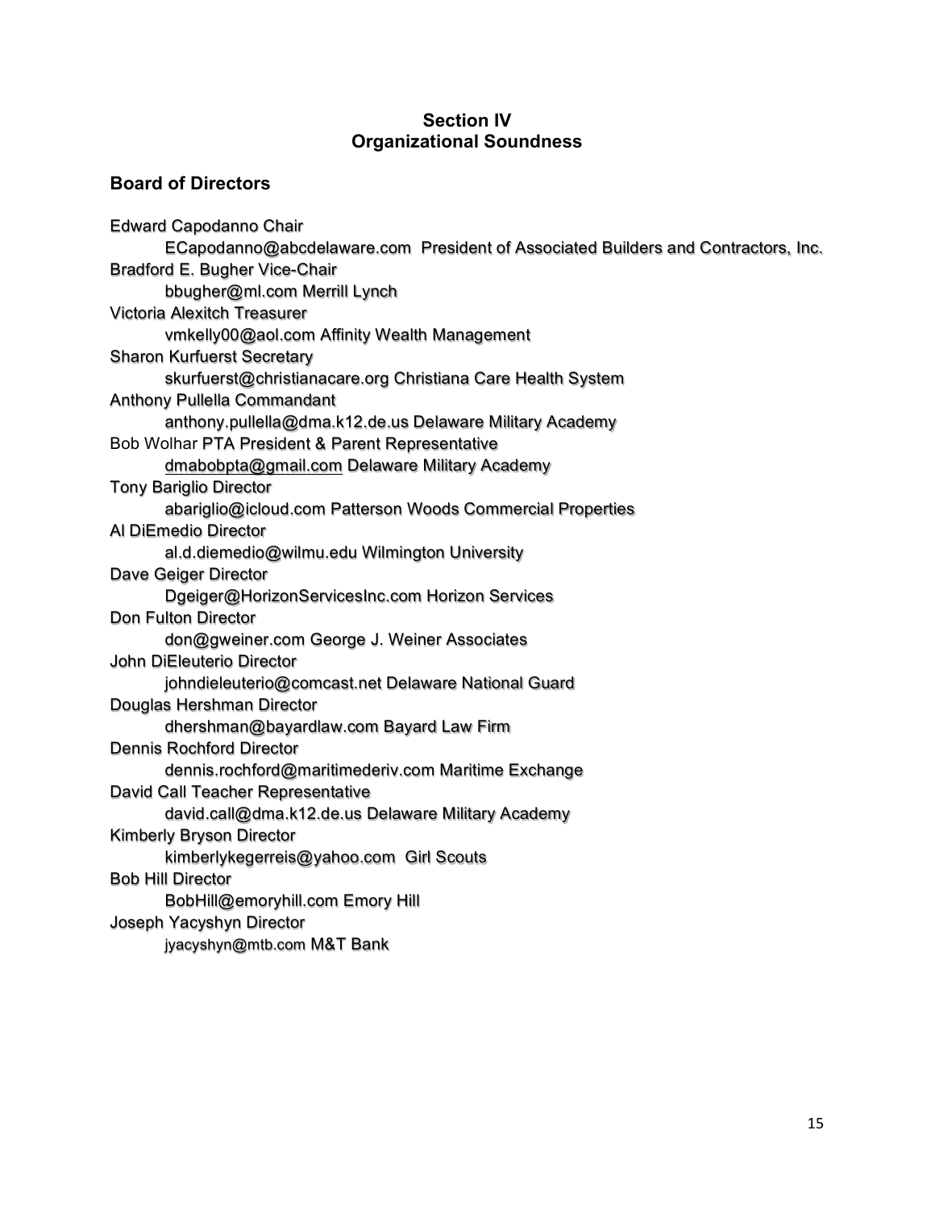**Section IV**
**Organizational Soundness**

## Board of Directors

Edward Capodanno Chair
    ECapodanno@abcdelaware.com President of Associated Builders and Contractors, Inc.
Bradford E. Bugher Vice-Chair
    bbugher@ml.com Merrill Lynch
Victoria Alexitch Treasurer
    vmkelly00@aol.com Affinity Wealth Management
Sharon Kurfuerst Secretary
    skurfuerst@christianacare.org Christiana Care Health System
Anthony Pullella Commandant
    anthony.pullella@dma.k12.de.us Delaware Military Academy
Bob Wolhar PTA President & Parent Representative
    dmabobpta@gmail.com Delaware Military Academy
Tony Bariglio Director
    abariglio@icloud.com Patterson Woods Commercial Properties
Al DiEmedio Director
    al.d.diemedio@wilmu.edu Wilmington University
Dave Geiger Director
    Dgeiger@HorizonServicesInc.com Horizon Services
Don Fulton Director
    don@gweiner.com George J. Weiner Associates
John DiEleuterio Director
    johndieleuterio@comcast.net Delaware National Guard
Douglas Hershman Director
    dhershman@bayardlaw.com Bayard Law Firm
Dennis Rochford Director
    dennis.rochford@maritimederiv.com Maritime Exchange
David Call Teacher Representative
    david.call@dma.k12.de.us Delaware Military Academy
Kimberly Bryson Director
    kimberlykegerreis@yahoo.com Girl Scouts
Bob Hill Director
    BobHill@emoryhill.com Emory Hill
Joseph Yacyshyn Director
    jyacyshyn@mtb.com M&T Bank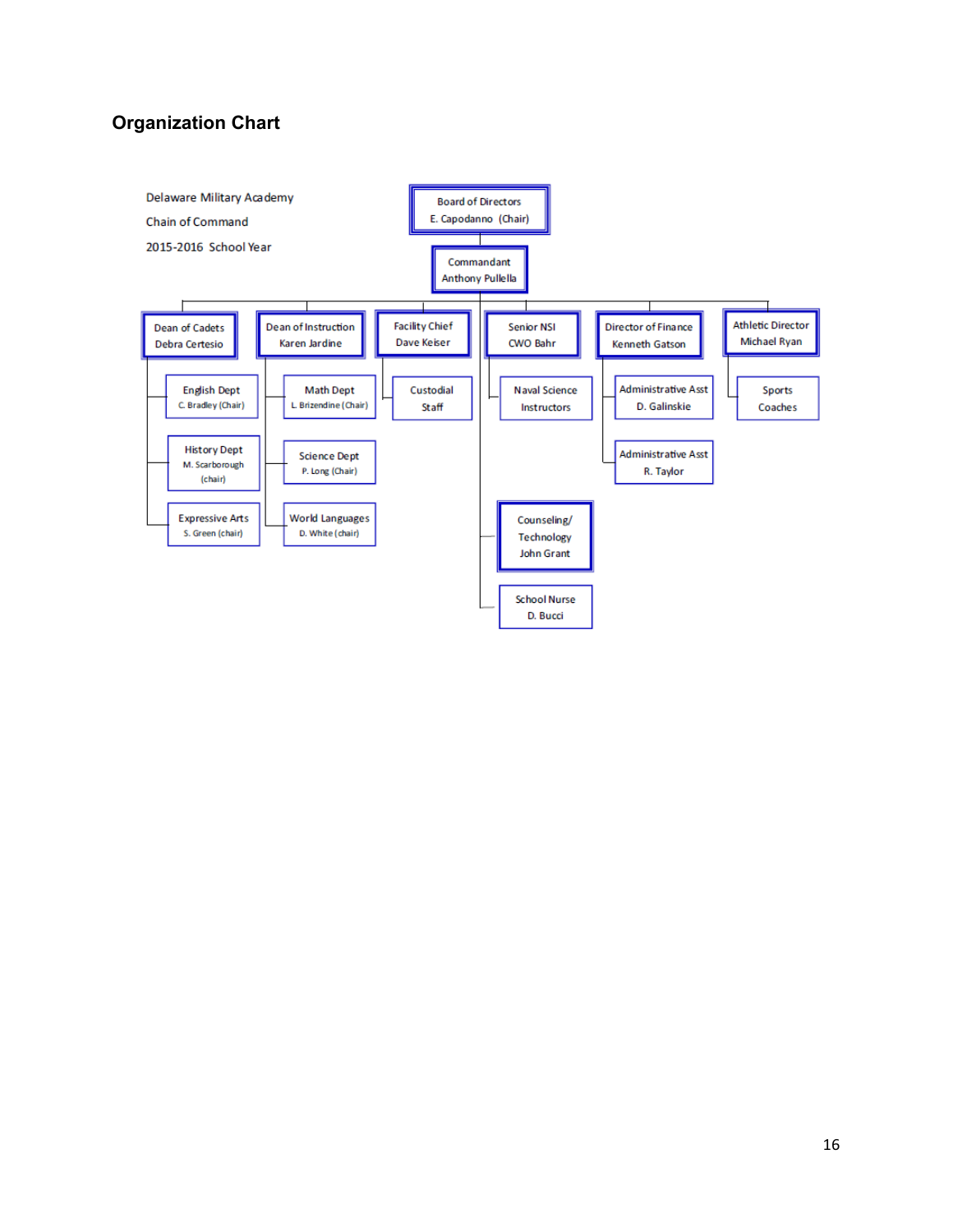## Organization Chart

Delaware Military Academy

Chain of Command

2015-2016 School Year

- **Board of Directors** — E. Capodanno (Chair)
  - **Commandant** — Anthony Pullella
    - **Dean of Cadets** — Debra Certesio
      - English Dept — C. Bradley (Chair)
      - History Dept — M. Scarborough (chair)
      - Expressive Arts — S. Green (chair)
    - **Dean of Instruction** — Karen Jardine
      - Math Dept — L. Brizendine (Chair)
      - Science Dept — P. Long (Chair)
      - World Languages — D. White (chair)
    - **Facility Chief** — Dave Keiser
      - Custodial Staff
    - **Senior NSI** — CWO Bahr
      - Naval Science Instructors
    - **Director of Finance** — Kenneth Gatson
      - Administrative Asst — D. Galinskie
      - Administrative Asst — R. Taylor
    - **Athletic Director** — Michael Ryan
      - Sports Coaches
    - **Counseling/Technology** — John Grant
    - School Nurse — D. Bucci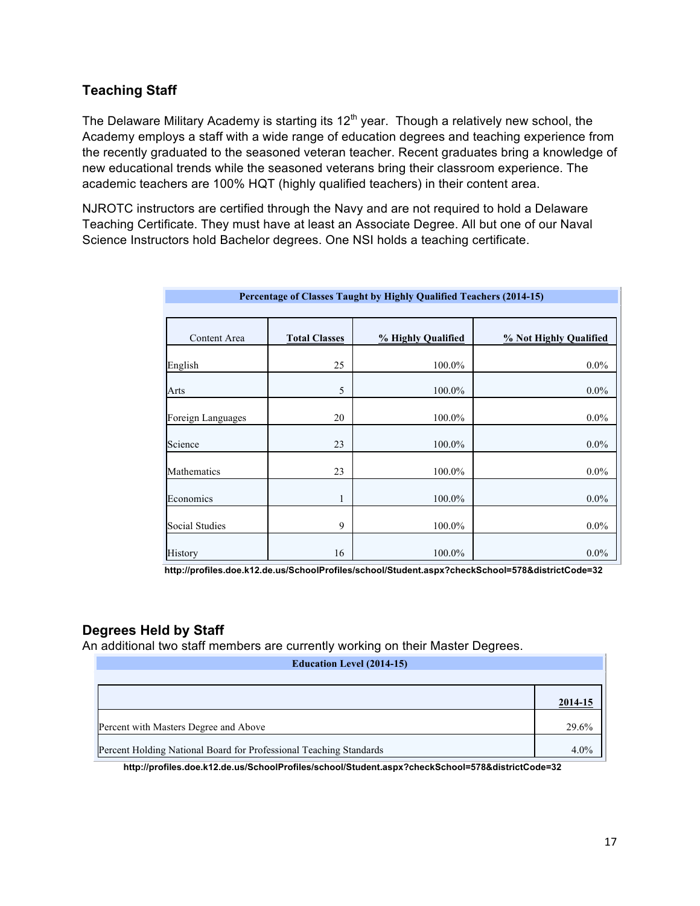## Teaching Staff

The Delaware Military Academy is starting its 12th year. Though a relatively new school, the Academy employs a staff with a wide range of education degrees and teaching experience from the recently graduated to the seasoned veteran teacher. Recent graduates bring a knowledge of new educational trends while the seasoned veterans bring their classroom experience. The academic teachers are 100% HQT (highly qualified teachers) in their content area.

NJROTC instructors are certified through the Navy and are not required to hold a Delaware Teaching Certificate. They must have at least an Associate Degree. All but one of our Naval Science Instructors hold Bachelor degrees. One NSI holds a teaching certificate.

**Percentage of Classes Taught by Highly Qualified Teachers (2014-15)**

| Content Area | Total Classes | % Highly Qualified | % Not Highly Qualified |
|---|---|---|---|
| English | 25 | 100.0% | 0.0% |
| Arts | 5 | 100.0% | 0.0% |
| Foreign Languages | 20 | 100.0% | 0.0% |
| Science | 23 | 100.0% | 0.0% |
| Mathematics | 23 | 100.0% | 0.0% |
| Economics | 1 | 100.0% | 0.0% |
| Social Studies | 9 | 100.0% | 0.0% |
| History | 16 | 100.0% | 0.0% |

**http://profiles.doe.k12.de.us/SchoolProfiles/school/Student.aspx?checkSchool=578&districtCode=32**

## Degrees Held by Staff

An additional two staff members are currently working on their Master Degrees.

**Education Level (2014-15)**

| | 2014-15 |
|---|---|
| Percent with Masters Degree and Above | 29.6% |
| Percent Holding National Board for Professional Teaching Standards | 4.0% |

**http://profiles.doe.k12.de.us/SchoolProfiles/school/Student.aspx?checkSchool=578&districtCode=32**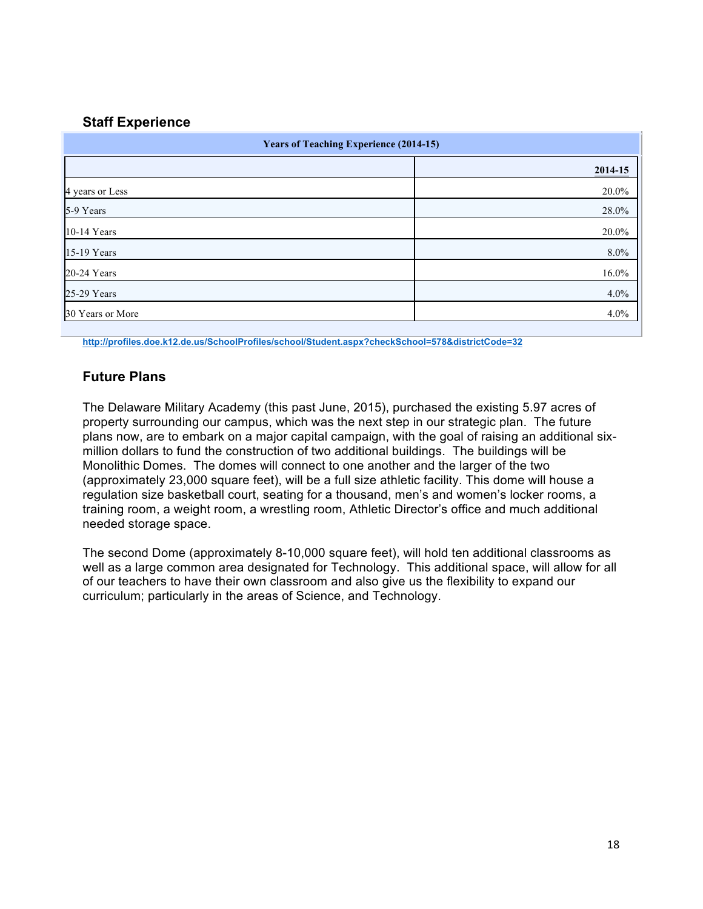## Staff Experience

| Years of Teaching Experience (2014-15) | |
|---|---|
| | **2014-15** |
| 4 years or Less | 20.0% |
| 5-9 Years | 28.0% |
| 10-14 Years | 20.0% |
| 15-19 Years | 8.0% |
| 20-24 Years | 16.0% |
| 25-29 Years | 4.0% |
| 30 Years or More | 4.0% |

**http://profiles.doe.k12.de.us/SchoolProfiles/school/Student.aspx?checkSchool=578&districtCode=32**

## Future Plans

The Delaware Military Academy (this past June, 2015), purchased the existing 5.97 acres of property surrounding our campus, which was the next step in our strategic plan. The future plans now, are to embark on a major capital campaign, with the goal of raising an additional six-million dollars to fund the construction of two additional buildings. The buildings will be Monolithic Domes. The domes will connect to one another and the larger of the two (approximately 23,000 square feet), will be a full size athletic facility. This dome will house a regulation size basketball court, seating for a thousand, men's and women's locker rooms, a training room, a weight room, a wrestling room, Athletic Director's office and much additional needed storage space.

The second Dome (approximately 8-10,000 square feet), will hold ten additional classrooms as well as a large common area designated for Technology. This additional space, will allow for all of our teachers to have their own classroom and also give us the flexibility to expand our curriculum; particularly in the areas of Science, and Technology.